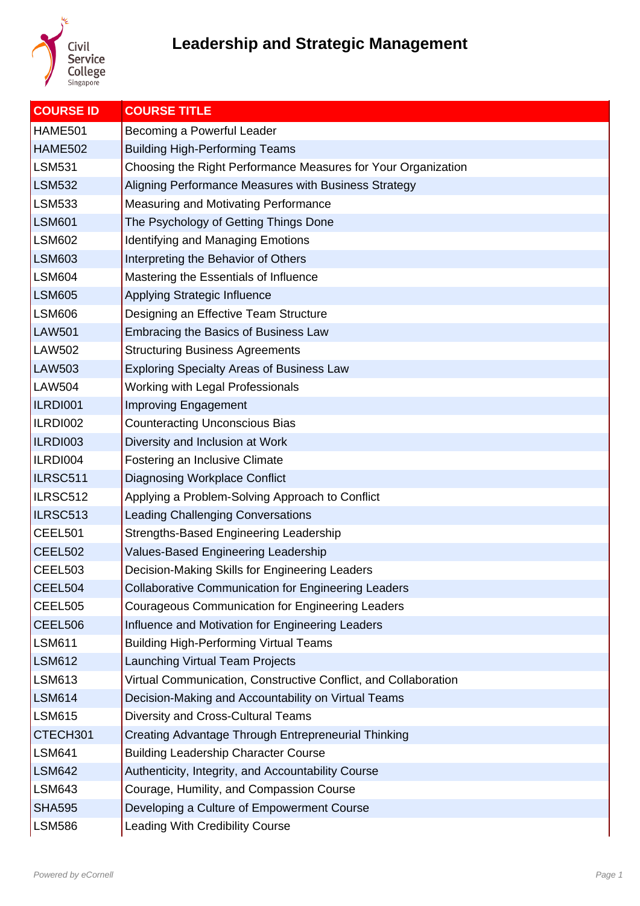# Leadership and Strategic Management

| COURSE ID | COURSE TITLE |
|---|---|
| HAME501 | Becoming a Powerful Leader |
| HAME502 | Building High-Performing Teams |
| LSM531 | Choosing the Right Performance Measures for Your Organization |
| LSM532 | Aligning Performance Measures with Business Strategy |
| LSM533 | Measuring and Motivating Performance |
| LSM601 | The Psychology of Getting Things Done |
| LSM602 | Identifying and Managing Emotions |
| LSM603 | Interpreting the Behavior of Others |
| LSM604 | Mastering the Essentials of Influence |
| LSM605 | Applying Strategic Influence |
| LSM606 | Designing an Effective Team Structure |
| LAW501 | Embracing the Basics of Business Law |
| LAW502 | Structuring Business Agreements |
| LAW503 | Exploring Specialty Areas of Business Law |
| LAW504 | Working with Legal Professionals |
| ILRDI001 | Improving Engagement |
| ILRDI002 | Counteracting Unconscious Bias |
| ILRDI003 | Diversity and Inclusion at Work |
| ILRDI004 | Fostering an Inclusive Climate |
| ILRSC511 | Diagnosing Workplace Conflict |
| ILRSC512 | Applying a Problem-Solving Approach to Conflict |
| ILRSC513 | Leading Challenging Conversations |
| CEEL501 | Strengths-Based Engineering Leadership |
| CEEL502 | Values-Based Engineering Leadership |
| CEEL503 | Decision-Making Skills for Engineering Leaders |
| CEEL504 | Collaborative Communication for Engineering Leaders |
| CEEL505 | Courageous Communication for Engineering Leaders |
| CEEL506 | Influence and Motivation for Engineering Leaders |
| LSM611 | Building High-Performing Virtual Teams |
| LSM612 | Launching Virtual Team Projects |
| LSM613 | Virtual Communication, Constructive Conflict, and Collaboration |
| LSM614 | Decision-Making and Accountability on Virtual Teams |
| LSM615 | Diversity and Cross-Cultural Teams |
| CTECH301 | Creating Advantage Through Entrepreneurial Thinking |
| LSM641 | Building Leadership Character Course |
| LSM642 | Authenticity, Integrity, and Accountability Course |
| LSM643 | Courage, Humility, and Compassion Course |
| SHA595 | Developing a Culture of Empowerment Course |
| LSM586 | Leading With Credibility Course |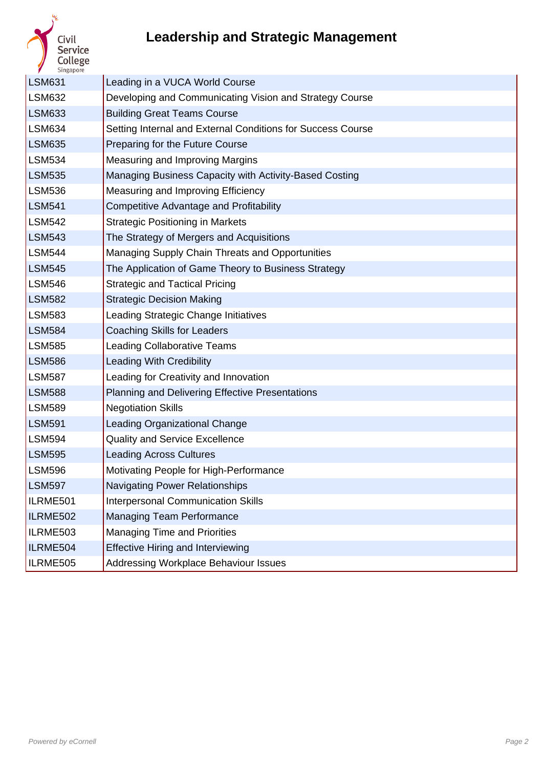# Leadership and Strategic Management

| | |
|---|---|
| LSM631 | Leading in a VUCA World Course |
| LSM632 | Developing and Communicating Vision and Strategy Course |
| LSM633 | Building Great Teams Course |
| LSM634 | Setting Internal and External Conditions for Success Course |
| LSM635 | Preparing for the Future Course |
| LSM534 | Measuring and Improving Margins |
| LSM535 | Managing Business Capacity with Activity-Based Costing |
| LSM536 | Measuring and Improving Efficiency |
| LSM541 | Competitive Advantage and Profitability |
| LSM542 | Strategic Positioning in Markets |
| LSM543 | The Strategy of Mergers and Acquisitions |
| LSM544 | Managing Supply Chain Threats and Opportunities |
| LSM545 | The Application of Game Theory to Business Strategy |
| LSM546 | Strategic and Tactical Pricing |
| LSM582 | Strategic Decision Making |
| LSM583 | Leading Strategic Change Initiatives |
| LSM584 | Coaching Skills for Leaders |
| LSM585 | Leading Collaborative Teams |
| LSM586 | Leading With Credibility |
| LSM587 | Leading for Creativity and Innovation |
| LSM588 | Planning and Delivering Effective Presentations |
| LSM589 | Negotiation Skills |
| LSM591 | Leading Organizational Change |
| LSM594 | Quality and Service Excellence |
| LSM595 | Leading Across Cultures |
| LSM596 | Motivating People for High-Performance |
| LSM597 | Navigating Power Relationships |
| ILRME501 | Interpersonal Communication Skills |
| ILRME502 | Managing Team Performance |
| ILRME503 | Managing Time and Priorities |
| ILRME504 | Effective Hiring and Interviewing |
| ILRME505 | Addressing Workplace Behaviour Issues |